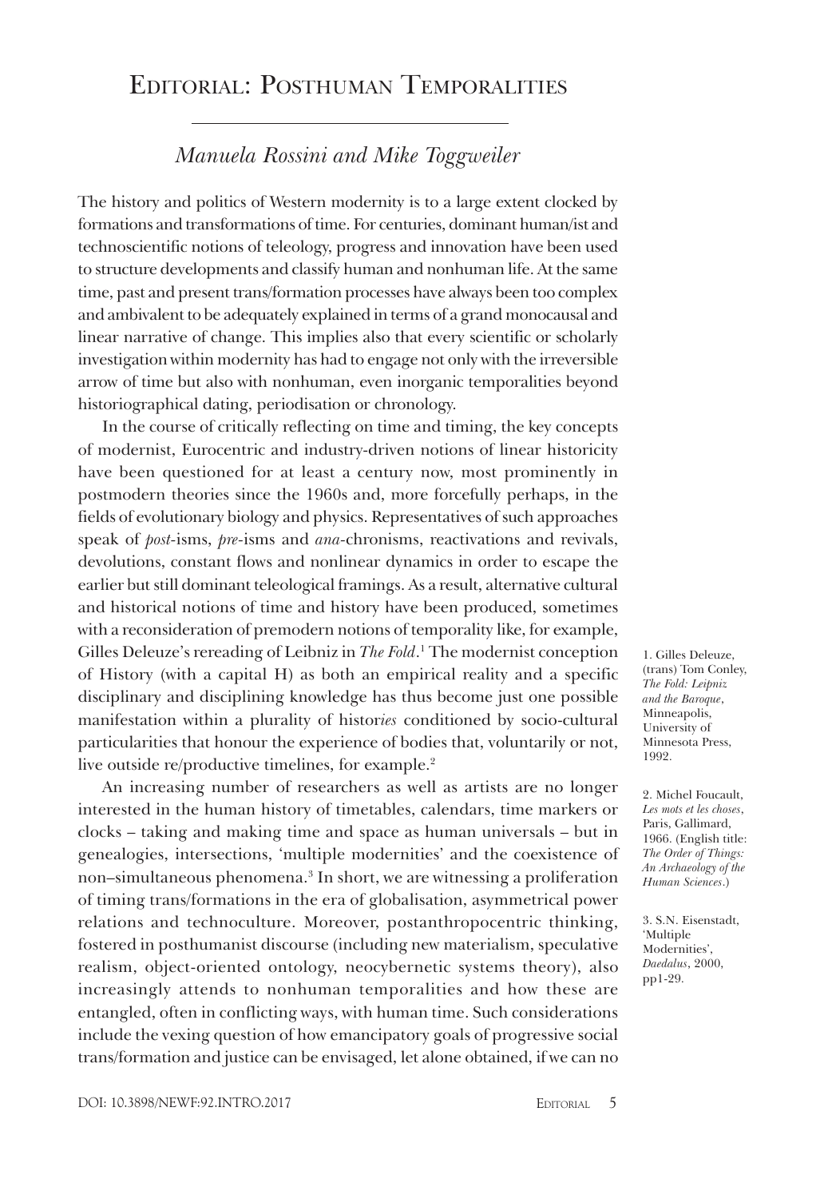# Editorial: Posthuman Temporalities

*Manuela Rossini and Mike Toggweiler*

The history and politics of Western modernity is to a large extent clocked by formations and transformations of time. For centuries, dominant human/ist and technoscientific notions of teleology, progress and innovation have been used to structure developments and classify human and nonhuman life. At the same time, past and present trans/formation processes have always been too complex and ambivalent to be adequately explained in terms of a grand monocausal and linear narrative of change. This implies also that every scientific or scholarly investigation within modernity has had to engage not only with the irreversible arrow of time but also with nonhuman, even inorganic temporalities beyond historiographical dating, periodisation or chronology.

In the course of critically reflecting on time and timing, the key concepts of modernist, Eurocentric and industry-driven notions of linear historicity have been questioned for at least a century now, most prominently in postmodern theories since the 1960s and, more forcefully perhaps, in the fields of evolutionary biology and physics. Representatives of such approaches speak of *post*-isms, *pre*-isms and *ana*-chronisms, reactivations and revivals, devolutions, constant flows and nonlinear dynamics in order to escape the earlier but still dominant teleological framings. As a result, alternative cultural and historical notions of time and history have been produced, sometimes with a reconsideration of premodern notions of temporality like, for example, Gilles Deleuze's rereading of Leibniz in *The Fold*.[1] The modernist conception of History (with a capital H) as both an empirical reality and a specific disciplinary and disciplining knowledge has thus become just one possible manifestation within a plurality of histor*ies* conditioned by socio-cultural particularities that honour the experience of bodies that, voluntarily or not, live outside re/productive timelines, for example.[2]

An increasing number of researchers as well as artists are no longer interested in the human history of timetables, calendars, time markers or clocks – taking and making time and space as human universals – but in genealogies, intersections, 'multiple modernities' and the coexistence of non–simultaneous phenomena.[3] In short, we are witnessing a proliferation of timing trans/formations in the era of globalisation, asymmetrical power relations and technoculture. Moreover, postanthropocentric thinking, fostered in posthumanist discourse (including new materialism, speculative realism, object-oriented ontology, neocybernetic systems theory), also increasingly attends to nonhuman temporalities and how these are entangled, often in conflicting ways, with human time. Such considerations include the vexing question of how emancipatory goals of progressive social trans/formation and justice can be envisaged, let alone obtained, if we can no

1. Gilles Deleuze, (trans) Tom Conley, *The Fold: Leipniz and the Baroque*, Minneapolis, University of Minnesota Press, 1992.

2. Michel Foucault, *Les mots et les choses*, Paris, Gallimard, 1966. (English title: *The Order of Things: An Archaeology of the Human Sciences*.)

3. S.N. Eisenstadt, 'Multiple Modernities', *Daedalus*, 2000, pp1-29.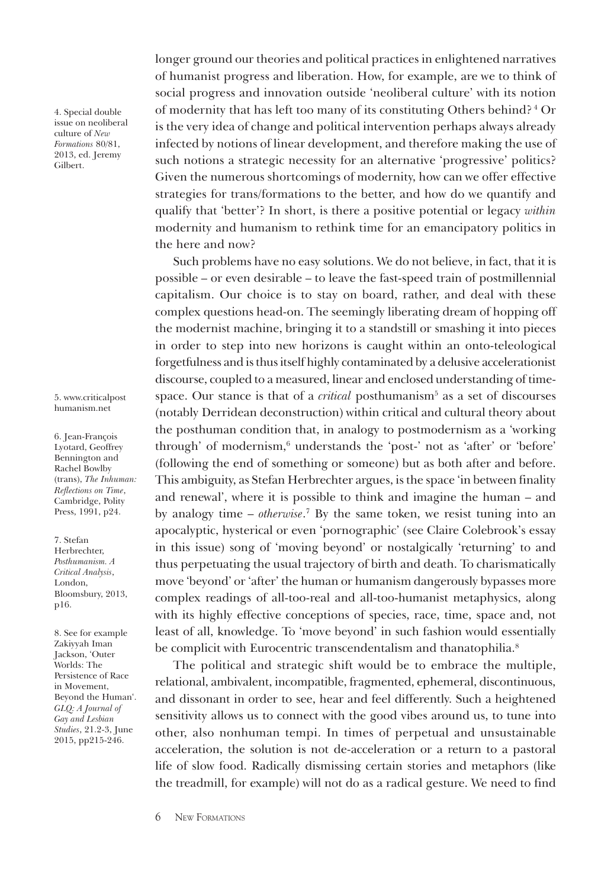longer ground our theories and political practices in enlightened narratives of humanist progress and liberation. How, for example, are we to think of social progress and innovation outside 'neoliberal culture' with its notion of modernity that has left too many of its constituting Others behind?[4] Or is the very idea of change and political intervention perhaps always already infected by notions of linear development, and therefore making the use of such notions a strategic necessity for an alternative 'progressive' politics? Given the numerous shortcomings of modernity, how can we offer effective strategies for trans/formations to the better, and how do we quantify and qualify that 'better'? In short, is there a positive potential or legacy *within* modernity and humanism to rethink time for an emancipatory politics in the here and now?

Such problems have no easy solutions. We do not believe, in fact, that it is possible – or even desirable – to leave the fast-speed train of postmillennial capitalism. Our choice is to stay on board, rather, and deal with these complex questions head-on. The seemingly liberating dream of hopping off the modernist machine, bringing it to a standstill or smashing it into pieces in order to step into new horizons is caught within an onto-teleological forgetfulness and is thus itself highly contaminated by a delusive accelerationist discourse, coupled to a measured, linear and enclosed understanding of time-space. Our stance is that of a *critical* posthumanism[5] as a set of discourses (notably Derridean deconstruction) within critical and cultural theory about the posthuman condition that, in analogy to postmodernism as a 'working through' of modernism,[6] understands the 'post-' not as 'after' or 'before' (following the end of something or someone) but as both after and before. This ambiguity, as Stefan Herbrechter argues, is the space 'in between finality and renewal', where it is possible to think and imagine the human – and by analogy time – *otherwise*.[7] By the same token, we resist tuning into an apocalyptic, hysterical or even 'pornographic' (see Claire Colebrook's essay in this issue) song of 'moving beyond' or nostalgically 'returning' to and thus perpetuating the usual trajectory of birth and death. To charismatically move 'beyond' or 'after' the human or humanism dangerously bypasses more complex readings of all-too-real and all-too-humanist metaphysics, along with its highly effective conceptions of species, race, time, space and, not least of all, knowledge. To 'move beyond' in such fashion would essentially be complicit with Eurocentric transcendentalism and thanatophilia.[8]

The political and strategic shift would be to embrace the multiple, relational, ambivalent, incompatible, fragmented, ephemeral, discontinuous, and dissonant in order to see, hear and feel differently. Such a heightened sensitivity allows us to connect with the good vibes around us, to tune into other, also nonhuman tempi. In times of perpetual and unsustainable acceleration, the solution is not de-acceleration or a return to a pastoral life of slow food. Radically dismissing certain stories and metaphors (like the treadmill, for example) will not do as a radical gesture. We need to find

4. Special double issue on neoliberal culture of *New Formations* 80/81, 2013, ed. Jeremy Gilbert.

5. www.criticalposthumanism.net

6. Jean-François Lyotard, Geoffrey Bennington and Rachel Bowlby (trans), *The Inhuman: Reflections on Time*, Cambridge, Polity Press, 1991, p24.

7. Stefan Herbrechter, *Posthumanism. A Critical Analysis*, London, Bloomsbury, 2013, p16.

8. See for example Zakiyyah Iman Jackson, 'Outer Worlds: The Persistence of Race in Movement, Beyond the Human'. *GLQ: A Journal of Gay and Lesbian Studies*, 21.2-3, June 2015, pp215-246.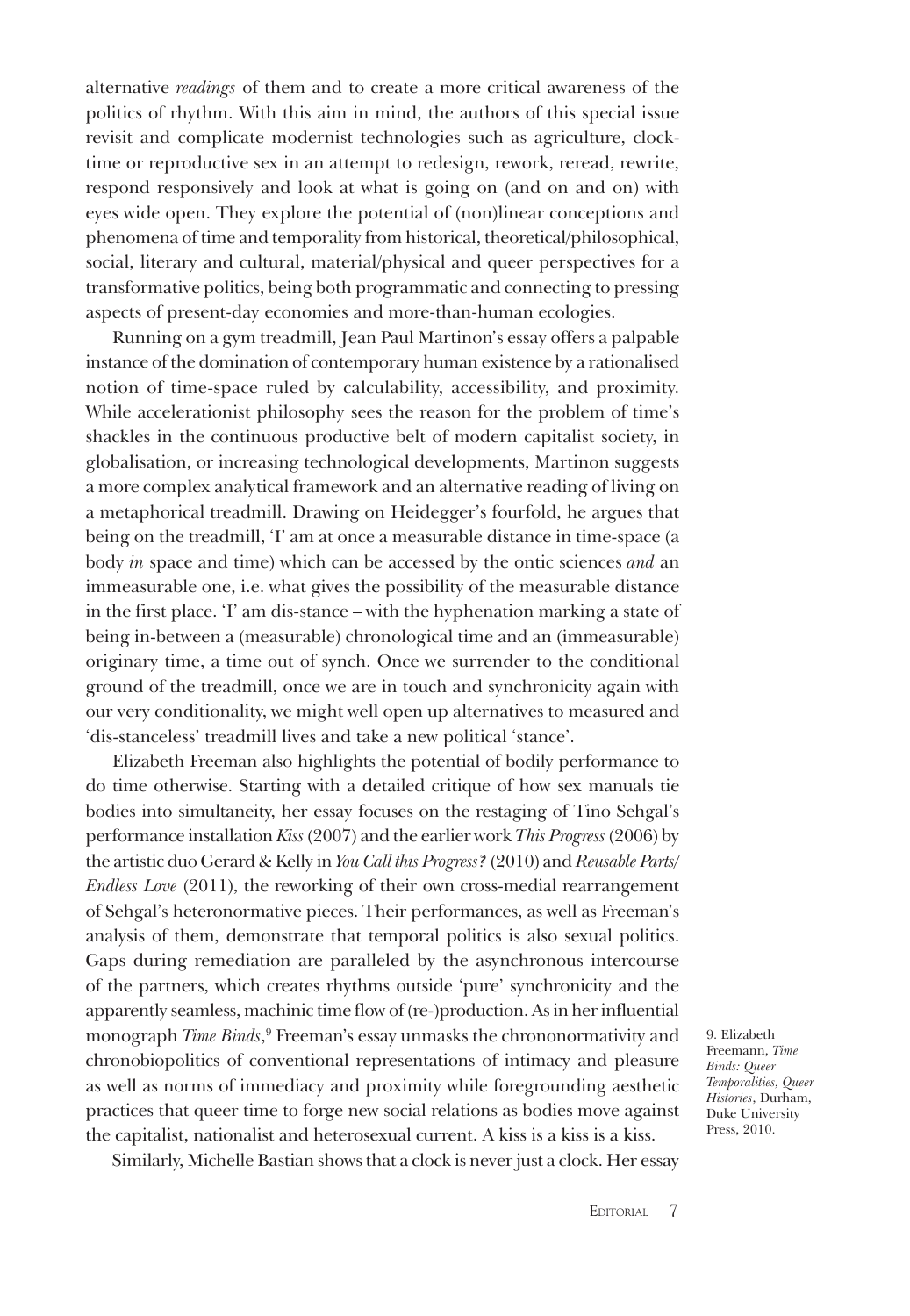alternative *readings* of them and to create a more critical awareness of the politics of rhythm. With this aim in mind, the authors of this special issue revisit and complicate modernist technologies such as agriculture, clock-time or reproductive sex in an attempt to redesign, rework, reread, rewrite, respond responsively and look at what is going on (and on and on) with eyes wide open. They explore the potential of (non)linear conceptions and phenomena of time and temporality from historical, theoretical/philosophical, social, literary and cultural, material/physical and queer perspectives for a transformative politics, being both programmatic and connecting to pressing aspects of present-day economies and more-than-human ecologies.

Running on a gym treadmill, Jean Paul Martinon's essay offers a palpable instance of the domination of contemporary human existence by a rationalised notion of time-space ruled by calculability, accessibility, and proximity. While accelerationist philosophy sees the reason for the problem of time's shackles in the continuous productive belt of modern capitalist society, in globalisation, or increasing technological developments, Martinon suggests a more complex analytical framework and an alternative reading of living on a metaphorical treadmill. Drawing on Heidegger's fourfold, he argues that being on the treadmill, 'I' am at once a measurable distance in time-space (a body *in* space and time) which can be accessed by the ontic sciences *and* an immeasurable one, i.e. what gives the possibility of the measurable distance in the first place. 'I' am dis-stance – with the hyphenation marking a state of being in-between a (measurable) chronological time and an (immeasurable) originary time, a time out of synch. Once we surrender to the conditional ground of the treadmill, once we are in touch and synchronicity again with our very conditionality, we might well open up alternatives to measured and 'dis-stanceless' treadmill lives and take a new political 'stance'.

Elizabeth Freeman also highlights the potential of bodily performance to do time otherwise. Starting with a detailed critique of how sex manuals tie bodies into simultaneity, her essay focuses on the restaging of Tino Sehgal's performance installation *Kiss* (2007) and the earlier work *This Progress* (2006) by the artistic duo Gerard & Kelly in *You Call this Progress?* (2010) and *Reusable Parts/ Endless Love* (2011), the reworking of their own cross-medial rearrangement of Sehgal's heteronormative pieces. Their performances, as well as Freeman's analysis of them, demonstrate that temporal politics is also sexual politics. Gaps during remediation are paralleled by the asynchronous intercourse of the partners, which creates rhythms outside 'pure' synchronicity and the apparently seamless, machinic time flow of (re-)production. As in her influential monograph *Time Binds*,[9] Freeman's essay unmasks the chrononormativity and chronobiopolitics of conventional representations of intimacy and pleasure as well as norms of immediacy and proximity while foregrounding aesthetic practices that queer time to forge new social relations as bodies move against the capitalist, nationalist and heterosexual current. A kiss is a kiss is a kiss.

Similarly, Michelle Bastian shows that a clock is never just a clock. Her essay

9. Elizabeth Freemann, *Time Binds: Queer Temporalities, Queer Histories*, Durham, Duke University Press, 2010.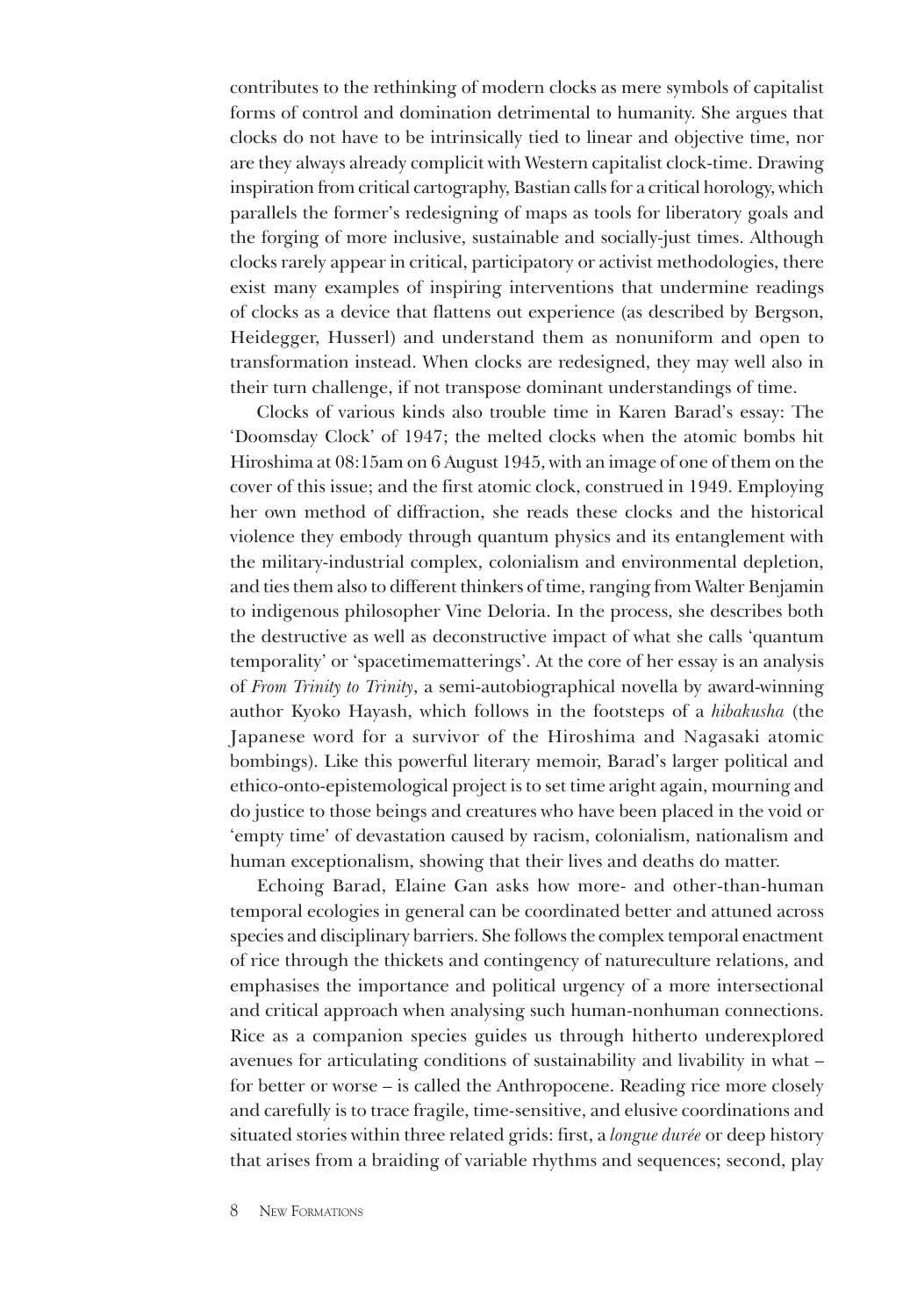contributes to the rethinking of modern clocks as mere symbols of capitalist forms of control and domination detrimental to humanity. She argues that clocks do not have to be intrinsically tied to linear and objective time, nor are they always already complicit with Western capitalist clock-time. Drawing inspiration from critical cartography, Bastian calls for a critical horology, which parallels the former's redesigning of maps as tools for liberatory goals and the forging of more inclusive, sustainable and socially-just times. Although clocks rarely appear in critical, participatory or activist methodologies, there exist many examples of inspiring interventions that undermine readings of clocks as a device that flattens out experience (as described by Bergson, Heidegger, Husserl) and understand them as nonuniform and open to transformation instead. When clocks are redesigned, they may well also in their turn challenge, if not transpose dominant understandings of time.

Clocks of various kinds also trouble time in Karen Barad's essay: The 'Doomsday Clock' of 1947; the melted clocks when the atomic bombs hit Hiroshima at 08:15am on 6 August 1945, with an image of one of them on the cover of this issue; and the first atomic clock, construed in 1949. Employing her own method of diffraction, she reads these clocks and the historical violence they embody through quantum physics and its entanglement with the military-industrial complex, colonialism and environmental depletion, and ties them also to different thinkers of time, ranging from Walter Benjamin to indigenous philosopher Vine Deloria. In the process, she describes both the destructive as well as deconstructive impact of what she calls 'quantum temporality' or 'spacetimematterings'. At the core of her essay is an analysis of *From Trinity to Trinity*, a semi-autobiographical novella by award-winning author Kyoko Hayash, which follows in the footsteps of a *hibakusha* (the Japanese word for a survivor of the Hiroshima and Nagasaki atomic bombings). Like this powerful literary memoir, Barad's larger political and ethico-onto-epistemological project is to set time aright again, mourning and do justice to those beings and creatures who have been placed in the void or 'empty time' of devastation caused by racism, colonialism, nationalism and human exceptionalism, showing that their lives and deaths do matter.

Echoing Barad, Elaine Gan asks how more- and other-than-human temporal ecologies in general can be coordinated better and attuned across species and disciplinary barriers. She follows the complex temporal enactment of rice through the thickets and contingency of natureculture relations, and emphasises the importance and political urgency of a more intersectional and critical approach when analysing such human-nonhuman connections. Rice as a companion species guides us through hitherto underexplored avenues for articulating conditions of sustainability and livability in what – for better or worse – is called the Anthropocene. Reading rice more closely and carefully is to trace fragile, time-sensitive, and elusive coordinations and situated stories within three related grids: first, a *longue durée* or deep history that arises from a braiding of variable rhythms and sequences; second, play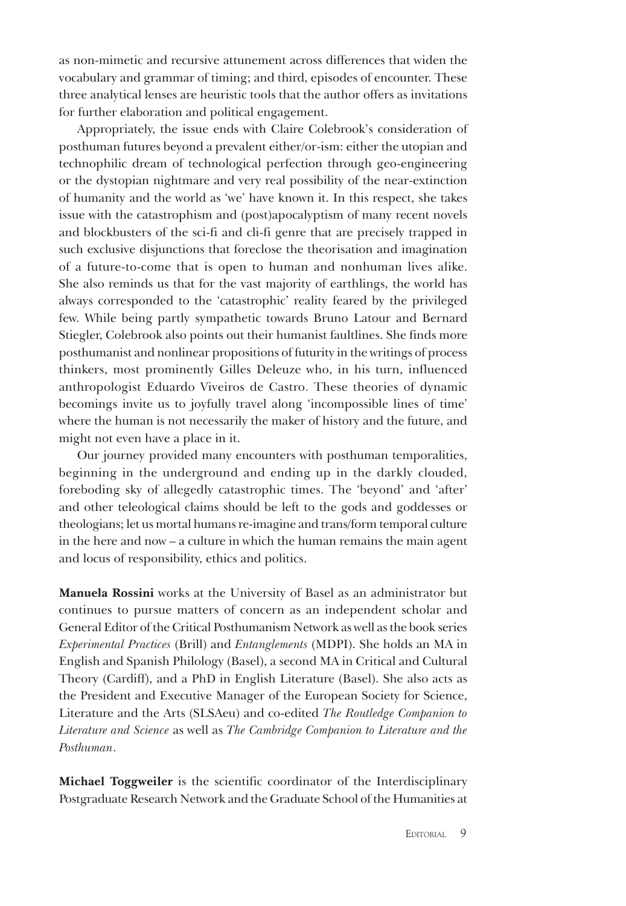as non-mimetic and recursive attunement across differences that widen the vocabulary and grammar of timing; and third, episodes of encounter. These three analytical lenses are heuristic tools that the author offers as invitations for further elaboration and political engagement.

Appropriately, the issue ends with Claire Colebrook's consideration of posthuman futures beyond a prevalent either/or-ism: either the utopian and technophilic dream of technological perfection through geo-engineering or the dystopian nightmare and very real possibility of the near-extinction of humanity and the world as 'we' have known it. In this respect, she takes issue with the catastrophism and (post)apocalyptism of many recent novels and blockbusters of the sci-fi and cli-fi genre that are precisely trapped in such exclusive disjunctions that foreclose the theorisation and imagination of a future-to-come that is open to human and nonhuman lives alike. She also reminds us that for the vast majority of earthlings, the world has always corresponded to the 'catastrophic' reality feared by the privileged few. While being partly sympathetic towards Bruno Latour and Bernard Stiegler, Colebrook also points out their humanist faultlines. She finds more posthumanist and nonlinear propositions of futurity in the writings of process thinkers, most prominently Gilles Deleuze who, in his turn, influenced anthropologist Eduardo Viveiros de Castro. These theories of dynamic becomings invite us to joyfully travel along 'incompossible lines of time' where the human is not necessarily the maker of history and the future, and might not even have a place in it.

Our journey provided many encounters with posthuman temporalities, beginning in the underground and ending up in the darkly clouded, foreboding sky of allegedly catastrophic times. The 'beyond' and 'after' and other teleological claims should be left to the gods and goddesses or theologians; let us mortal humans re-imagine and trans/form temporal culture in the here and now – a culture in which the human remains the main agent and locus of responsibility, ethics and politics.

**Manuela Rossini** works at the University of Basel as an administrator but continues to pursue matters of concern as an independent scholar and General Editor of the Critical Posthumanism Network as well as the book series *Experimental Practices* (Brill) and *Entanglements* (MDPI). She holds an MA in English and Spanish Philology (Basel), a second MA in Critical and Cultural Theory (Cardiff), and a PhD in English Literature (Basel). She also acts as the President and Executive Manager of the European Society for Science, Literature and the Arts (SLSAeu) and co-edited *The Routledge Companion to Literature and Science* as well as *The Cambridge Companion to Literature and the Posthuman*.

**Michael Toggweiler** is the scientific coordinator of the Interdisciplinary Postgraduate Research Network and the Graduate School of the Humanities at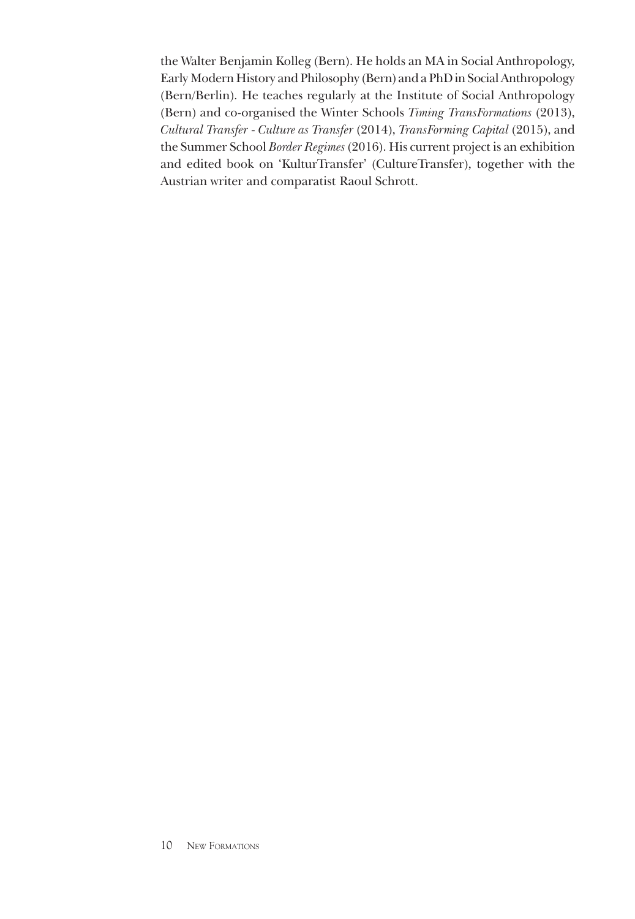the Walter Benjamin Kolleg (Bern). He holds an MA in Social Anthropology, Early Modern History and Philosophy (Bern) and a PhD in Social Anthropology (Bern/Berlin). He teaches regularly at the Institute of Social Anthropology (Bern) and co-organised the Winter Schools *Timing TransFormations* (2013), *Cultural Transfer - Culture as Transfer* (2014), *TransForming Capital* (2015), and the Summer School *Border Regimes* (2016). His current project is an exhibition and edited book on 'KulturTransfer' (CultureTransfer), together with the Austrian writer and comparatist Raoul Schrott.